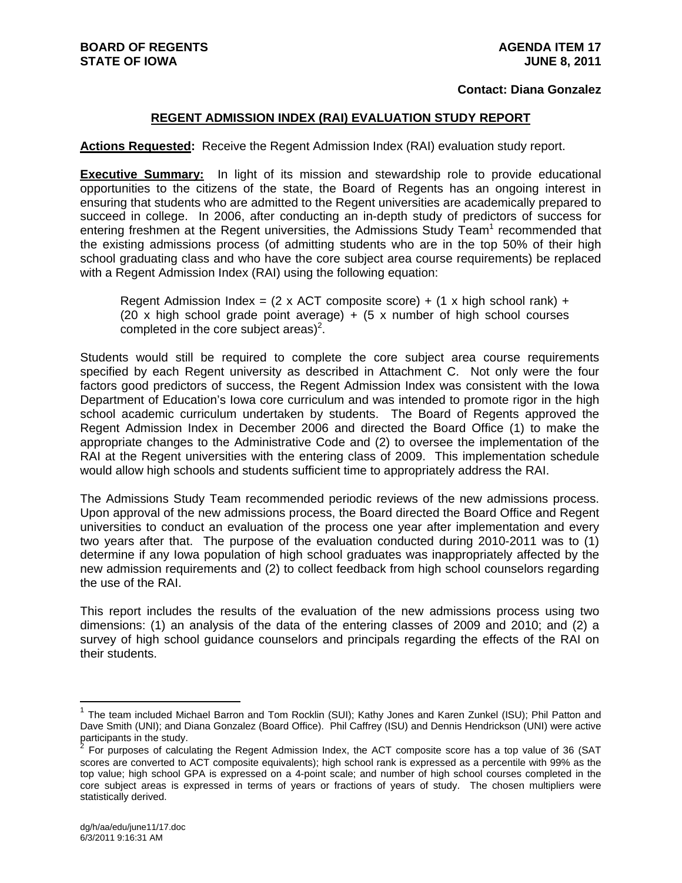**BOARD OF REGENTS**
**STATE OF IOWA**

**AGENDA ITEM 17**
**JUNE 8, 2011**

**Contact: Diana Gonzalez**

## REGENT ADMISSION INDEX (RAI) EVALUATION STUDY REPORT

**Actions Requested:** Receive the Regent Admission Index (RAI) evaluation study report.

**Executive Summary:** In light of its mission and stewardship role to provide educational opportunities to the citizens of the state, the Board of Regents has an ongoing interest in ensuring that students who are admitted to the Regent universities are academically prepared to succeed in college. In 2006, after conducting an in-depth study of predictors of success for entering freshmen at the Regent universities, the Admissions Study Team[1] recommended that the existing admissions process (of admitting students who are in the top 50% of their high school graduating class and who have the core subject area course requirements) be replaced with a Regent Admission Index (RAI) using the following equation:

> Regent Admission Index = (2 x ACT composite score) + (1 x high school rank) + (20 x high school grade point average) + (5 x number of high school courses completed in the core subject areas)[2].

Students would still be required to complete the core subject area course requirements specified by each Regent university as described in Attachment C. Not only were the four factors good predictors of success, the Regent Admission Index was consistent with the Iowa Department of Education's Iowa core curriculum and was intended to promote rigor in the high school academic curriculum undertaken by students. The Board of Regents approved the Regent Admission Index in December 2006 and directed the Board Office (1) to make the appropriate changes to the Administrative Code and (2) to oversee the implementation of the RAI at the Regent universities with the entering class of 2009. This implementation schedule would allow high schools and students sufficient time to appropriately address the RAI.

The Admissions Study Team recommended periodic reviews of the new admissions process. Upon approval of the new admissions process, the Board directed the Board Office and Regent universities to conduct an evaluation of the process one year after implementation and every two years after that. The purpose of the evaluation conducted during 2010-2011 was to (1) determine if any Iowa population of high school graduates was inappropriately affected by the new admission requirements and (2) to collect feedback from high school counselors regarding the use of the RAI.

This report includes the results of the evaluation of the new admissions process using two dimensions: (1) an analysis of the data of the entering classes of 2009 and 2010; and (2) a survey of high school guidance counselors and principals regarding the effects of the RAI on their students.

---

[1] The team included Michael Barron and Tom Rocklin (SUI); Kathy Jones and Karen Zunkel (ISU); Phil Patton and Dave Smith (UNI); and Diana Gonzalez (Board Office). Phil Caffrey (ISU) and Dennis Hendrickson (UNI) were active participants in the study.

[2] For purposes of calculating the Regent Admission Index, the ACT composite score has a top value of 36 (SAT scores are converted to ACT composite equivalents); high school rank is expressed as a percentile with 99% as the top value; high school GPA is expressed on a 4-point scale; and number of high school courses completed in the core subject areas is expressed in terms of years or fractions of years of study. The chosen multipliers were statistically derived.

dg/h/aa/edu/june11/17.doc
6/3/2011 9:16:31 AM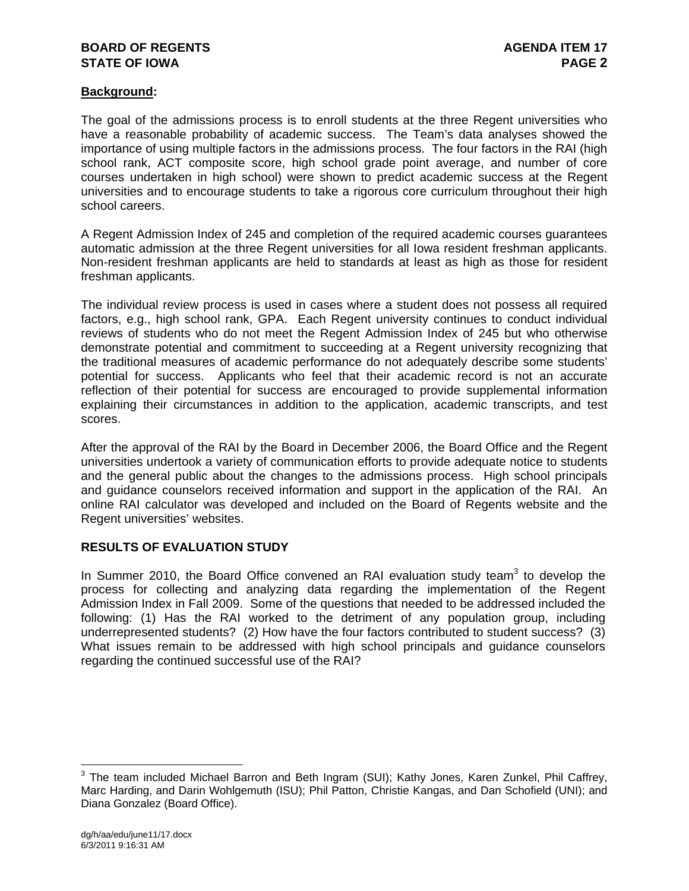**Background:**

The goal of the admissions process is to enroll students at the three Regent universities who have a reasonable probability of academic success. The Team's data analyses showed the importance of using multiple factors in the admissions process. The four factors in the RAI (high school rank, ACT composite score, high school grade point average, and number of core courses undertaken in high school) were shown to predict academic success at the Regent universities and to encourage students to take a rigorous core curriculum throughout their high school careers.

A Regent Admission Index of 245 and completion of the required academic courses guarantees automatic admission at the three Regent universities for all Iowa resident freshman applicants. Non-resident freshman applicants are held to standards at least as high as those for resident freshman applicants.

The individual review process is used in cases where a student does not possess all required factors, e.g., high school rank, GPA. Each Regent university continues to conduct individual reviews of students who do not meet the Regent Admission Index of 245 but who otherwise demonstrate potential and commitment to succeeding at a Regent university recognizing that the traditional measures of academic performance do not adequately describe some students' potential for success. Applicants who feel that their academic record is not an accurate reflection of their potential for success are encouraged to provide supplemental information explaining their circumstances in addition to the application, academic transcripts, and test scores.

After the approval of the RAI by the Board in December 2006, the Board Office and the Regent universities undertook a variety of communication efforts to provide adequate notice to students and the general public about the changes to the admissions process. High school principals and guidance counselors received information and support in the application of the RAI. An online RAI calculator was developed and included on the Board of Regents website and the Regent universities' websites.

**RESULTS OF EVALUATION STUDY**

In Summer 2010, the Board Office convened an RAI evaluation study team[3] to develop the process for collecting and analyzing data regarding the implementation of the Regent Admission Index in Fall 2009. Some of the questions that needed to be addressed included the following: (1) Has the RAI worked to the detriment of any population group, including underrepresented students? (2) How have the four factors contributed to student success? (3) What issues remain to be addressed with high school principals and guidance counselors regarding the continued successful use of the RAI?

---

[3] The team included Michael Barron and Beth Ingram (SUI); Kathy Jones, Karen Zunkel, Phil Caffrey, Marc Harding, and Darin Wohlgemuth (ISU); Phil Patton, Christie Kangas, and Dan Schofield (UNI); and Diana Gonzalez (Board Office).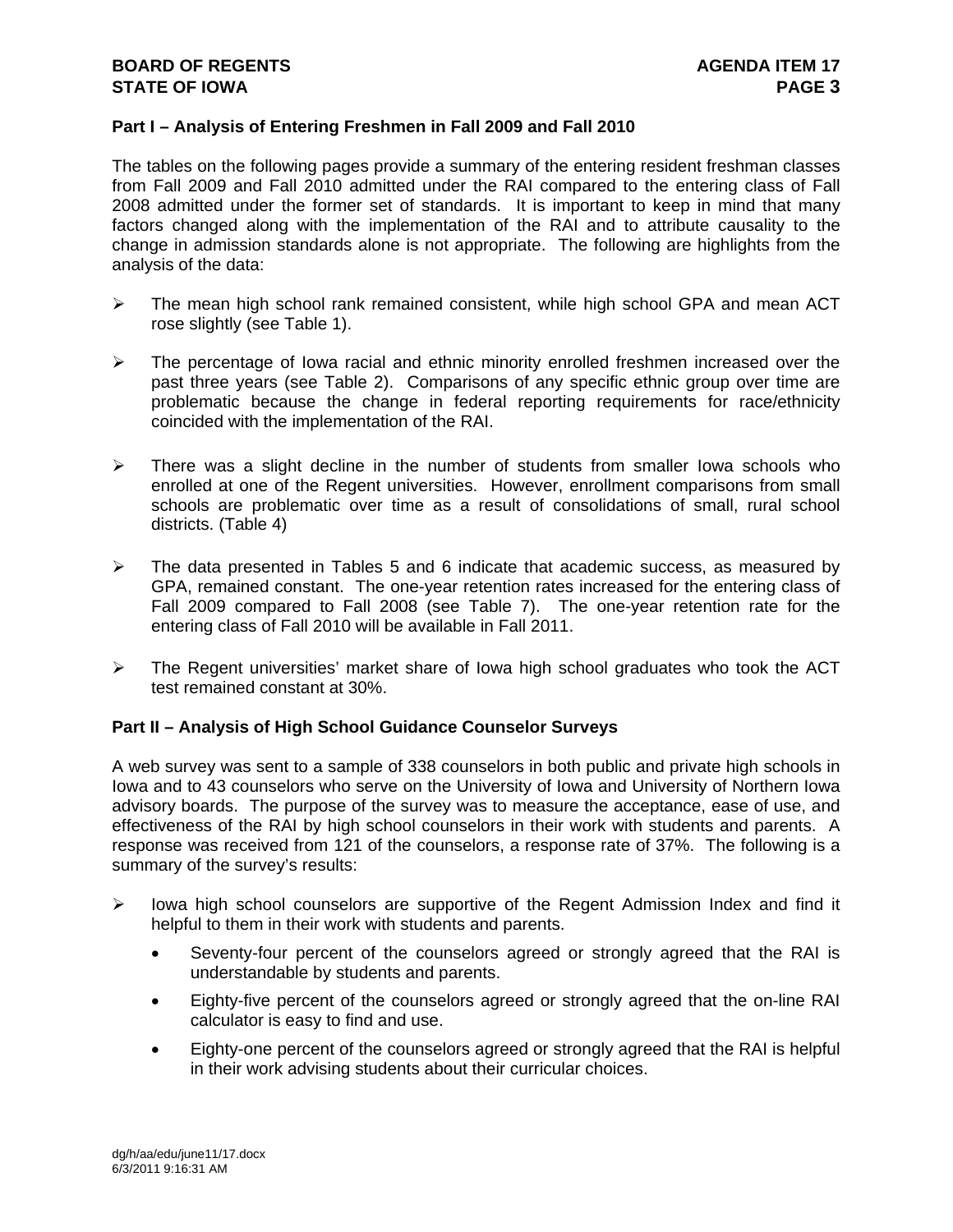### Part I – Analysis of Entering Freshmen in Fall 2009 and Fall 2010

The tables on the following pages provide a summary of the entering resident freshman classes from Fall 2009 and Fall 2010 admitted under the RAI compared to the entering class of Fall 2008 admitted under the former set of standards. It is important to keep in mind that many factors changed along with the implementation of the RAI and to attribute causality to the change in admission standards alone is not appropriate. The following are highlights from the analysis of the data:

- The mean high school rank remained consistent, while high school GPA and mean ACT rose slightly (see Table 1).
- The percentage of Iowa racial and ethnic minority enrolled freshmen increased over the past three years (see Table 2). Comparisons of any specific ethnic group over time are problematic because the change in federal reporting requirements for race/ethnicity coincided with the implementation of the RAI.
- There was a slight decline in the number of students from smaller Iowa schools who enrolled at one of the Regent universities. However, enrollment comparisons from small schools are problematic over time as a result of consolidations of small, rural school districts. (Table 4)
- The data presented in Tables 5 and 6 indicate that academic success, as measured by GPA, remained constant. The one-year retention rates increased for the entering class of Fall 2009 compared to Fall 2008 (see Table 7). The one-year retention rate for the entering class of Fall 2010 will be available in Fall 2011.
- The Regent universities' market share of Iowa high school graduates who took the ACT test remained constant at 30%.

### Part II – Analysis of High School Guidance Counselor Surveys

A web survey was sent to a sample of 338 counselors in both public and private high schools in Iowa and to 43 counselors who serve on the University of Iowa and University of Northern Iowa advisory boards. The purpose of the survey was to measure the acceptance, ease of use, and effectiveness of the RAI by high school counselors in their work with students and parents. A response was received from 121 of the counselors, a response rate of 37%. The following is a summary of the survey's results:

- Iowa high school counselors are supportive of the Regent Admission Index and find it helpful to them in their work with students and parents.
  - Seventy-four percent of the counselors agreed or strongly agreed that the RAI is understandable by students and parents.
  - Eighty-five percent of the counselors agreed or strongly agreed that the on-line RAI calculator is easy to find and use.
  - Eighty-one percent of the counselors agreed or strongly agreed that the RAI is helpful in their work advising students about their curricular choices.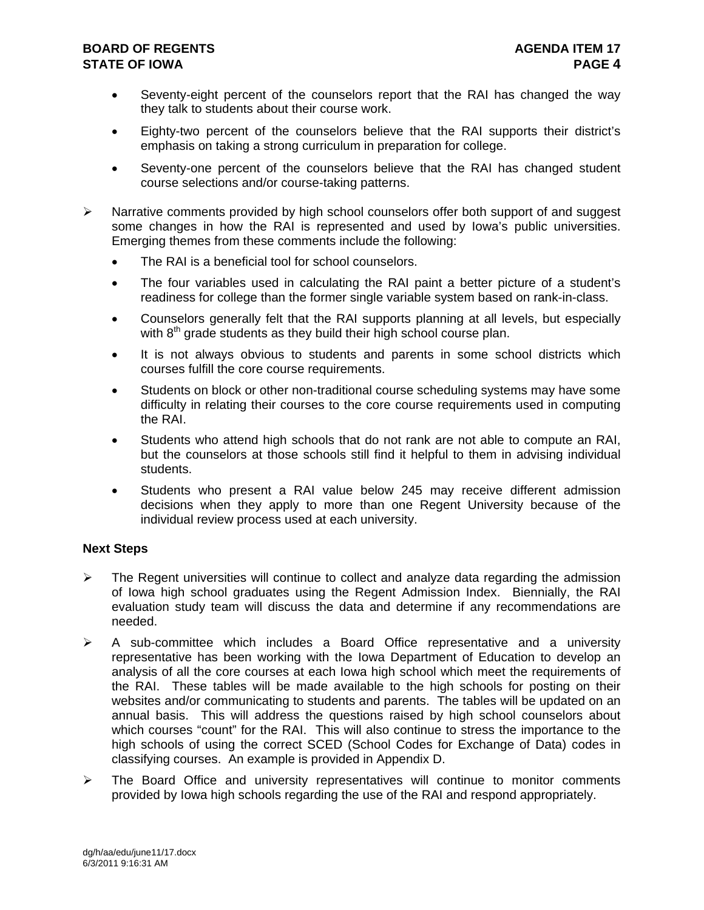- Seventy-eight percent of the counselors report that the RAI has changed the way they talk to students about their course work.
- Eighty-two percent of the counselors believe that the RAI supports their district's emphasis on taking a strong curriculum in preparation for college.
- Seventy-one percent of the counselors believe that the RAI has changed student course selections and/or course-taking patterns.

➢ Narrative comments provided by high school counselors offer both support of and suggest some changes in how the RAI is represented and used by Iowa's public universities. Emerging themes from these comments include the following:

- The RAI is a beneficial tool for school counselors.
- The four variables used in calculating the RAI paint a better picture of a student's readiness for college than the former single variable system based on rank-in-class.
- Counselors generally felt that the RAI supports planning at all levels, but especially with 8th grade students as they build their high school course plan.
- It is not always obvious to students and parents in some school districts which courses fulfill the core course requirements.
- Students on block or other non-traditional course scheduling systems may have some difficulty in relating their courses to the core course requirements used in computing the RAI.
- Students who attend high schools that do not rank are not able to compute an RAI, but the counselors at those schools still find it helpful to them in advising individual students.
- Students who present a RAI value below 245 may receive different admission decisions when they apply to more than one Regent University because of the individual review process used at each university.

**Next Steps**

➢ The Regent universities will continue to collect and analyze data regarding the admission of Iowa high school graduates using the Regent Admission Index. Biennially, the RAI evaluation study team will discuss the data and determine if any recommendations are needed.

➢ A sub-committee which includes a Board Office representative and a university representative has been working with the Iowa Department of Education to develop an analysis of all the core courses at each Iowa high school which meet the requirements of the RAI. These tables will be made available to the high schools for posting on their websites and/or communicating to students and parents. The tables will be updated on an annual basis. This will address the questions raised by high school counselors about which courses "count" for the RAI. This will also continue to stress the importance to the high schools of using the correct SCED (School Codes for Exchange of Data) codes in classifying courses. An example is provided in Appendix D.

➢ The Board Office and university representatives will continue to monitor comments provided by Iowa high schools regarding the use of the RAI and respond appropriately.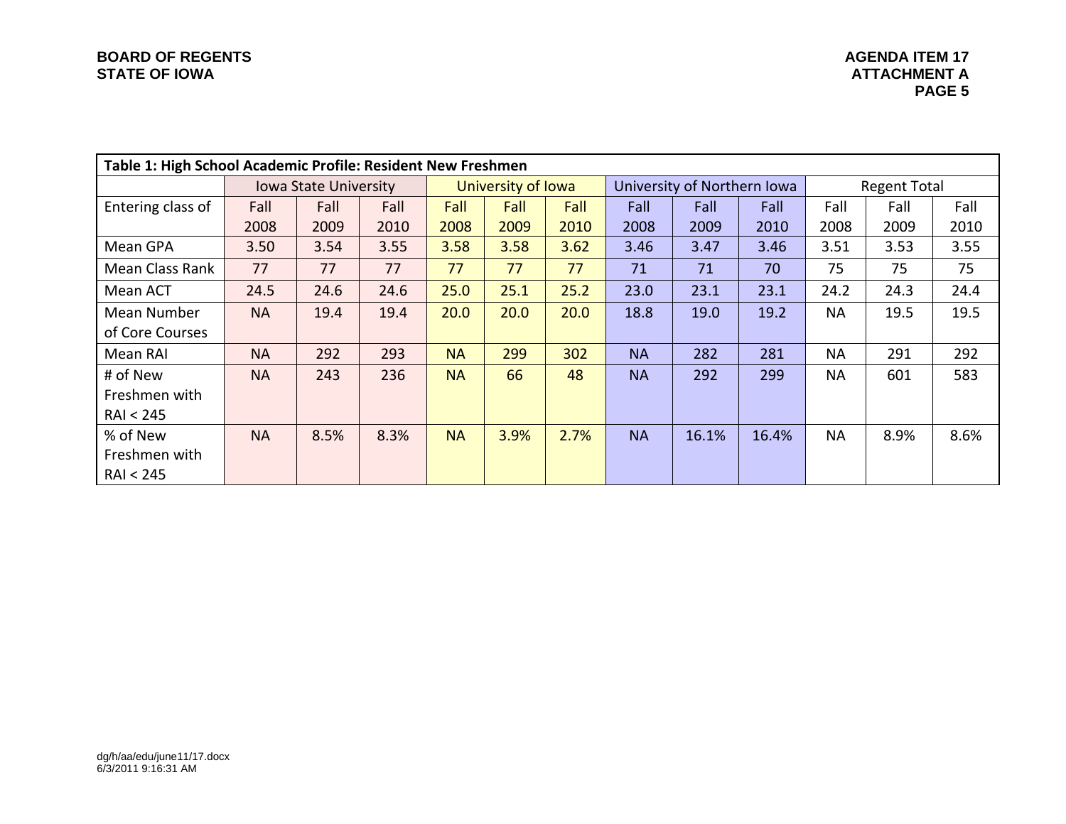| Table 1: High School Academic Profile: Resident New Freshmen | | | | | | | | | | | | |
|---|---|---|---|---|---|---|---|---|---|---|---|---|
| | Iowa State University | | | University of Iowa | | | University of Northern Iowa | | | Regent Total | | |
| Entering class of | Fall 2008 | Fall 2009 | Fall 2010 | Fall 2008 | Fall 2009 | Fall 2010 | Fall 2008 | Fall 2009 | Fall 2010 | Fall 2008 | Fall 2009 | Fall 2010 |
| Mean GPA | 3.50 | 3.54 | 3.55 | 3.58 | 3.58 | 3.62 | 3.46 | 3.47 | 3.46 | 3.51 | 3.53 | 3.55 |
| Mean Class Rank | 77 | 77 | 77 | 77 | 77 | 77 | 71 | 71 | 70 | 75 | 75 | 75 |
| Mean ACT | 24.5 | 24.6 | 24.6 | 25.0 | 25.1 | 25.2 | 23.0 | 23.1 | 23.1 | 24.2 | 24.3 | 24.4 |
| Mean Number of Core Courses | NA | 19.4 | 19.4 | 20.0 | 20.0 | 20.0 | 18.8 | 19.0 | 19.2 | NA | 19.5 | 19.5 |
| Mean RAI | NA | 292 | 293 | NA | 299 | 302 | NA | 282 | 281 | NA | 291 | 292 |
| # of New Freshmen with RAI < 245 | NA | 243 | 236 | NA | 66 | 48 | NA | 292 | 299 | NA | 601 | 583 |
| % of New Freshmen with RAI < 245 | NA | 8.5% | 8.3% | NA | 3.9% | 2.7% | NA | 16.1% | 16.4% | NA | 8.9% | 8.6% |

dg/h/aa/edu/june11/17.docx
6/3/2011 9:16:31 AM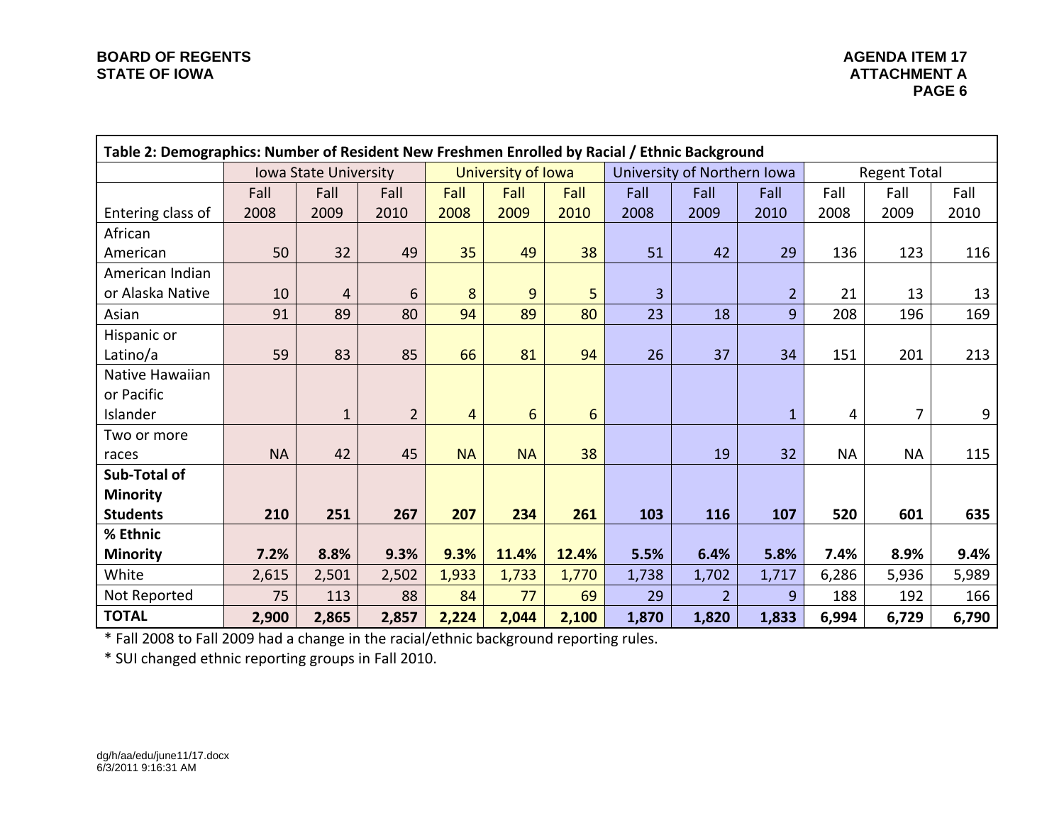| Table 2: Demographics: Number of Resident New Freshmen Enrolled by Racial / Ethnic Background | | | | | | | | | | | | |
|---|---|---|---|---|---|---|---|---|---|---|---|---|
| | Iowa State University | | | University of Iowa | | | University of Northern Iowa | | | Regent Total | | |
| Entering class of | Fall 2008 | Fall 2009 | Fall 2010 | Fall 2008 | Fall 2009 | Fall 2010 | Fall 2008 | Fall 2009 | Fall 2010 | Fall 2008 | Fall 2009 | Fall 2010 |
| African American | 50 | 32 | 49 | 35 | 49 | 38 | 51 | 42 | 29 | 136 | 123 | 116 |
| American Indian or Alaska Native | 10 | 4 | 6 | 8 | 9 | 5 | 3 | | 2 | 21 | 13 | 13 |
| Asian | 91 | 89 | 80 | 94 | 89 | 80 | 23 | 18 | 9 | 208 | 196 | 169 |
| Hispanic or Latino/a | 59 | 83 | 85 | 66 | 81 | 94 | 26 | 37 | 34 | 151 | 201 | 213 |
| Native Hawaiian or Pacific Islander | | 1 | 2 | 4 | 6 | 6 | | | 1 | 4 | 7 | 9 |
| Two or more races | NA | 42 | 45 | NA | NA | 38 | | 19 | 32 | NA | NA | 115 |
| **Sub-Total of Minority Students** | **210** | **251** | **267** | **207** | **234** | **261** | **103** | **116** | **107** | **520** | **601** | **635** |
| **% Ethnic Minority** | **7.2%** | **8.8%** | **9.3%** | **9.3%** | **11.4%** | **12.4%** | **5.5%** | **6.4%** | **5.8%** | **7.4%** | **8.9%** | **9.4%** |
| White | 2,615 | 2,501 | 2,502 | 1,933 | 1,733 | 1,770 | 1,738 | 1,702 | 1,717 | 6,286 | 5,936 | 5,989 |
| Not Reported | 75 | 113 | 88 | 84 | 77 | 69 | 29 | 2 | 9 | 188 | 192 | 166 |
| **TOTAL** | **2,900** | **2,865** | **2,857** | **2,224** | **2,044** | **2,100** | **1,870** | **1,820** | **1,833** | **6,994** | **6,729** | **6,790** |

* Fall 2008 to Fall 2009 had a change in the racial/ethnic background reporting rules.

* SUI changed ethnic reporting groups in Fall 2010.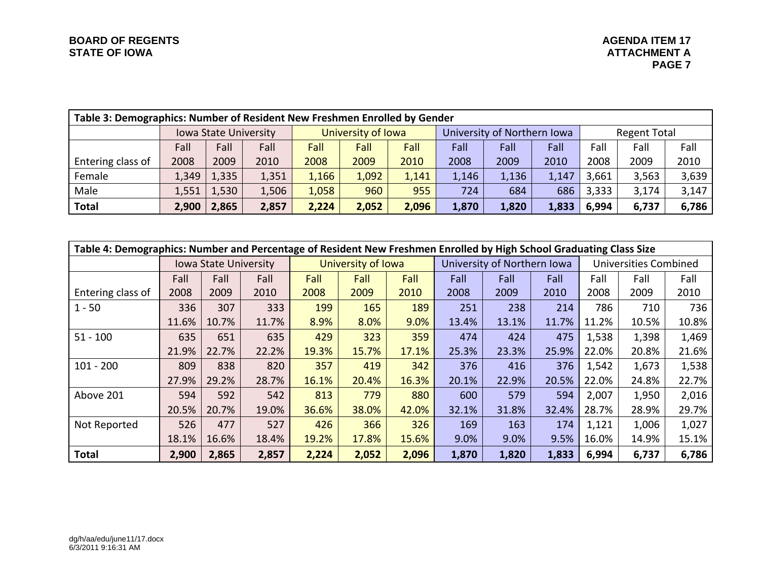BOARD OF REGENTS
STATE OF IOWA

AGENDA ITEM 17
ATTACHMENT A

**Table 3: Demographics: Number of Resident New Freshmen Enrolled by Gender**

| | Iowa State University | | | University of Iowa | | | University of Northern Iowa | | | Regent Total | | |
|---|---|---|---|---|---|---|---|---|---|---|---|---|
| Entering class of | Fall 2008 | Fall 2009 | Fall 2010 | Fall 2008 | Fall 2009 | Fall 2010 | Fall 2008 | Fall 2009 | Fall 2010 | Fall 2008 | Fall 2009 | Fall 2010 |
| Female | 1,349 | 1,335 | 1,351 | 1,166 | 1,092 | 1,141 | 1,146 | 1,136 | 1,147 | 3,661 | 3,563 | 3,639 |
| Male | 1,551 | 1,530 | 1,506 | 1,058 | 960 | 955 | 724 | 684 | 686 | 3,333 | 3,174 | 3,147 |
| **Total** | **2,900** | **2,865** | **2,857** | **2,224** | **2,052** | **2,096** | **1,870** | **1,820** | **1,833** | **6,994** | **6,737** | **6,786** |

**Table 4: Demographics: Number and Percentage of Resident New Freshmen Enrolled by High School Graduating Class Size**

| | Iowa State University | | | University of Iowa | | | University of Northern Iowa | | | Universities Combined | | |
|---|---|---|---|---|---|---|---|---|---|---|---|---|
| Entering class of | Fall 2008 | Fall 2009 | Fall 2010 | Fall 2008 | Fall 2009 | Fall 2010 | Fall 2008 | Fall 2009 | Fall 2010 | Fall 2008 | Fall 2009 | Fall 2010 |
| 1 - 50 | 336 | 307 | 333 | 199 | 165 | 189 | 251 | 238 | 214 | 786 | 710 | 736 |
| | 11.6% | 10.7% | 11.7% | 8.9% | 8.0% | 9.0% | 13.4% | 13.1% | 11.7% | 11.2% | 10.5% | 10.8% |
| 51 - 100 | 635 | 651 | 635 | 429 | 323 | 359 | 474 | 424 | 475 | 1,538 | 1,398 | 1,469 |
| | 21.9% | 22.7% | 22.2% | 19.3% | 15.7% | 17.1% | 25.3% | 23.3% | 25.9% | 22.0% | 20.8% | 21.6% |
| 101 - 200 | 809 | 838 | 820 | 357 | 419 | 342 | 376 | 416 | 376 | 1,542 | 1,673 | 1,538 |
| | 27.9% | 29.2% | 28.7% | 16.1% | 20.4% | 16.3% | 20.1% | 22.9% | 20.5% | 22.0% | 24.8% | 22.7% |
| Above 201 | 594 | 592 | 542 | 813 | 779 | 880 | 600 | 579 | 594 | 2,007 | 1,950 | 2,016 |
| | 20.5% | 20.7% | 19.0% | 36.6% | 38.0% | 42.0% | 32.1% | 31.8% | 32.4% | 28.7% | 28.9% | 29.7% |
| Not Reported | 526 | 477 | 527 | 426 | 366 | 326 | 169 | 163 | 174 | 1,121 | 1,006 | 1,027 |
| | 18.1% | 16.6% | 18.4% | 19.2% | 17.8% | 15.6% | 9.0% | 9.0% | 9.5% | 16.0% | 14.9% | 15.1% |
| **Total** | **2,900** | **2,865** | **2,857** | **2,224** | **2,052** | **2,096** | **1,870** | **1,820** | **1,833** | **6,994** | **6,737** | **6,786** |

dg/h/aa/edu/june11/17.docx
6/3/2011 9:16:31 AM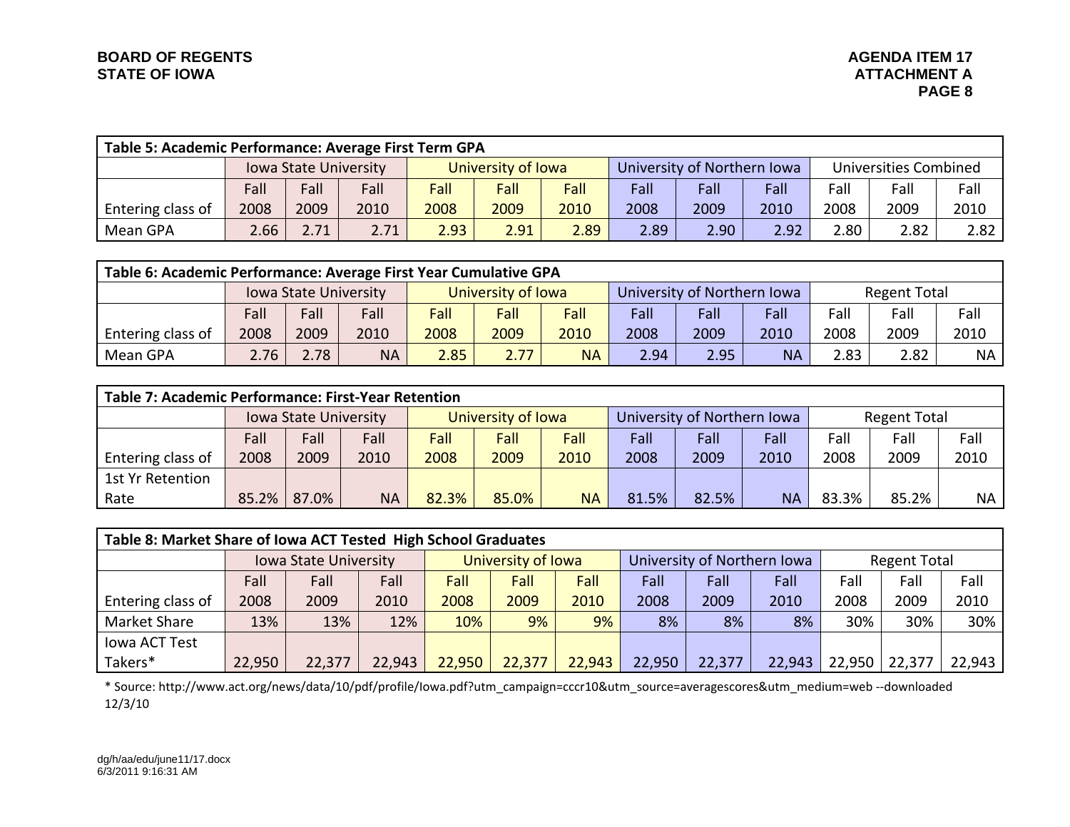| Table 5: Academic Performance: Average First Term GPA | | | | | | | | | | | | |
|---|---|---|---|---|---|---|---|---|---|---|---|---|
| | Iowa State University | | | University of Iowa | | | University of Northern Iowa | | | Universities Combined | | |
| Entering class of | Fall 2008 | Fall 2009 | Fall 2010 | Fall 2008 | Fall 2009 | Fall 2010 | Fall 2008 | Fall 2009 | Fall 2010 | Fall 2008 | Fall 2009 | Fall 2010 |
| Mean GPA | 2.66 | 2.71 | 2.71 | 2.93 | 2.91 | 2.89 | 2.89 | 2.90 | 2.92 | 2.80 | 2.82 | 2.82 |

| Table 6: Academic Performance: Average First Year Cumulative GPA | | | | | | | | | | | | |
|---|---|---|---|---|---|---|---|---|---|---|---|---|
| | Iowa State University | | | University of Iowa | | | University of Northern Iowa | | | Regent Total | | |
| Entering class of | Fall 2008 | Fall 2009 | Fall 2010 | Fall 2008 | Fall 2009 | Fall 2010 | Fall 2008 | Fall 2009 | Fall 2010 | Fall 2008 | Fall 2009 | Fall 2010 |
| Mean GPA | 2.76 | 2.78 | NA | 2.85 | 2.77 | NA | 2.94 | 2.95 | NA | 2.83 | 2.82 | NA |

| Table 7: Academic Performance: First-Year Retention | | | | | | | | | | | | |
|---|---|---|---|---|---|---|---|---|---|---|---|---|
| | Iowa State University | | | University of Iowa | | | University of Northern Iowa | | | Regent Total | | |
| Entering class of | Fall 2008 | Fall 2009 | Fall 2010 | Fall 2008 | Fall 2009 | Fall 2010 | Fall 2008 | Fall 2009 | Fall 2010 | Fall 2008 | Fall 2009 | Fall 2010 |
| 1st Yr Retention Rate | 85.2% | 87.0% | NA | 82.3% | 85.0% | NA | 81.5% | 82.5% | NA | 83.3% | 85.2% | NA |

| Table 8: Market Share of Iowa ACT Tested High School Graduates | | | | | | | | | | | | |
|---|---|---|---|---|---|---|---|---|---|---|---|---|
| | Iowa State University | | | University of Iowa | | | University of Northern Iowa | | | Regent Total | | |
| Entering class of | Fall 2008 | Fall 2009 | Fall 2010 | Fall 2008 | Fall 2009 | Fall 2010 | Fall 2008 | Fall 2009 | Fall 2010 | Fall 2008 | Fall 2009 | Fall 2010 |
| Market Share | 13% | 13% | 12% | 10% | 9% | 9% | 8% | 8% | 8% | 30% | 30% | 30% |
| Iowa ACT Test Takers* | 22,950 | 22,377 | 22,943 | 22,950 | 22,377 | 22,943 | 22,950 | 22,377 | 22,943 | 22,950 | 22,377 | 22,943 |

* Source: http://www.act.org/news/data/10/pdf/profile/Iowa.pdf?utm_campaign=cccr10&utm_source=averagescores&utm_medium=web --downloaded 12/3/10

dg/h/aa/edu/june11/17.docx
6/3/2011 9:16:31 AM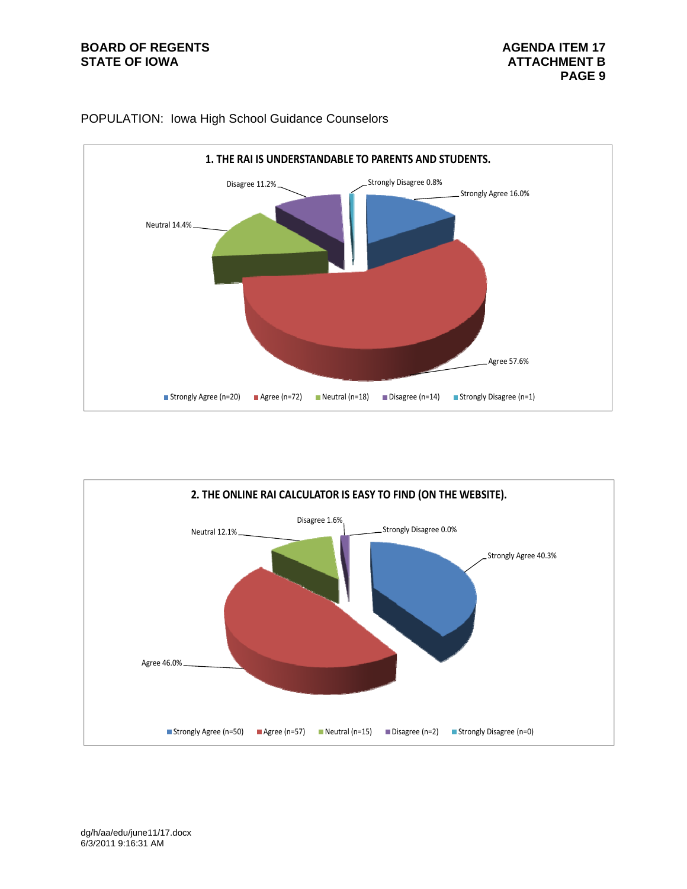POPULATION:  Iowa High School Guidance Counselors

**1. THE RAI IS UNDERSTANDABLE TO PARENTS AND STUDENTS.**

| Response | Percent | n |
|---|---|---|
| Strongly Agree | 16.0% | 20 |
| Agree | 57.6% | 72 |
| Neutral | 14.4% | 18 |
| Disagree | 11.2% | 14 |
| Strongly Disagree | 0.8% | 1 |

**2. THE ONLINE RAI CALCULATOR IS EASY TO FIND (ON THE WEBSITE).**

| Response | Percent | n |
|---|---|---|
| Strongly Agree | 40.3% | 50 |
| Agree | 46.0% | 57 |
| Neutral | 12.1% | 15 |
| Disagree | 1.6% | 2 |
| Strongly Disagree | 0.0% | 0 |

dg/h/aa/edu/june11/17.docx
6/3/2011 9:16:31 AM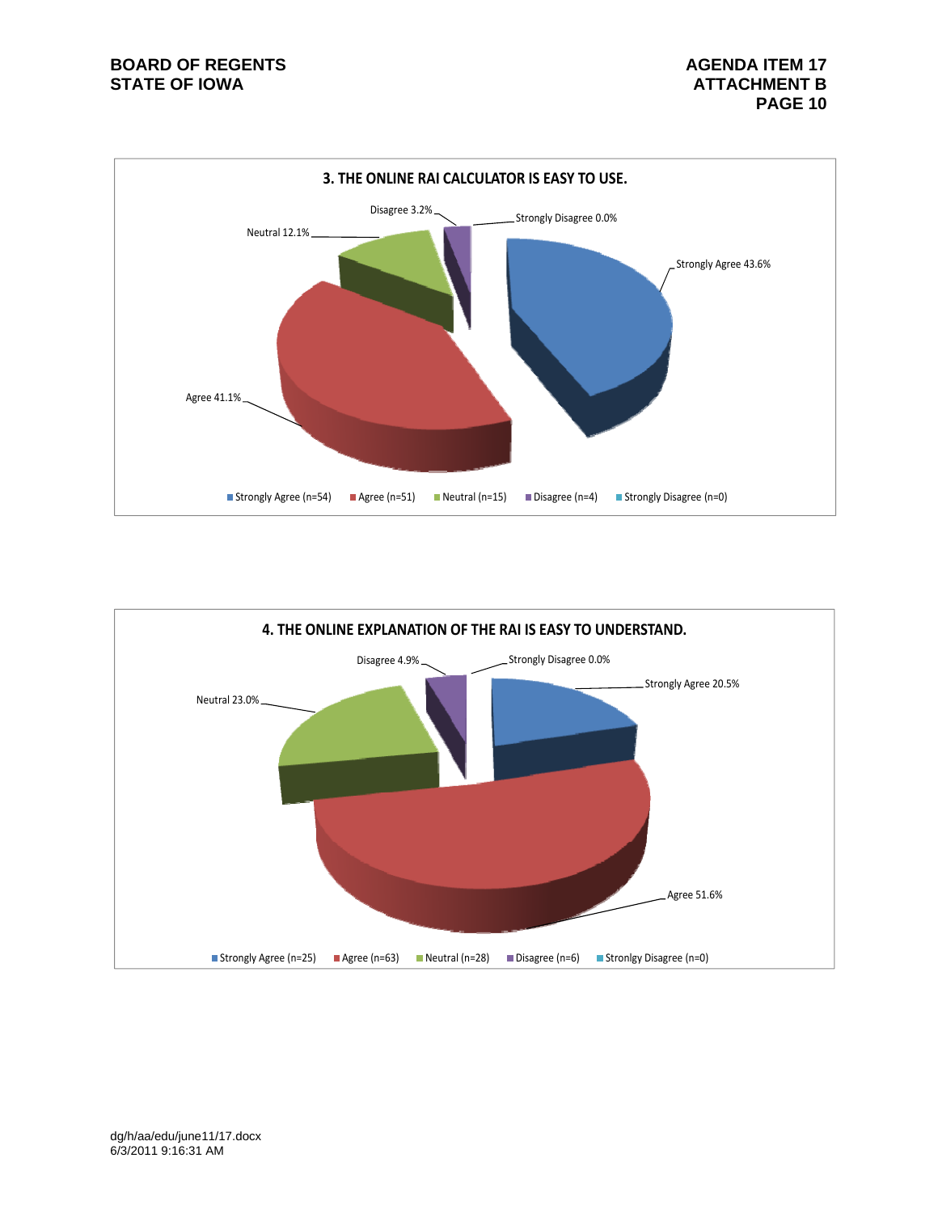### 3. THE ONLINE RAI CALCULATOR IS EASY TO USE.

| Response | Percent | n |
|---|---|---|
| Strongly Agree | 43.6% | 54 |
| Agree | 41.1% | 51 |
| Neutral | 12.1% | 15 |
| Disagree | 3.2% | 4 |
| Strongly Disagree | 0.0% | 0 |

### 4. THE ONLINE EXPLANATION OF THE RAI IS EASY TO UNDERSTAND.

| Response | Percent | n |
|---|---|---|
| Strongly Agree | 20.5% | 25 |
| Agree | 51.6% | 63 |
| Neutral | 23.0% | 28 |
| Disagree | 4.9% | 6 |
| Stronlgy Disagree | 0.0% | 0 |

dg/h/aa/edu/june11/17.docx
6/3/2011 9:16:31 AM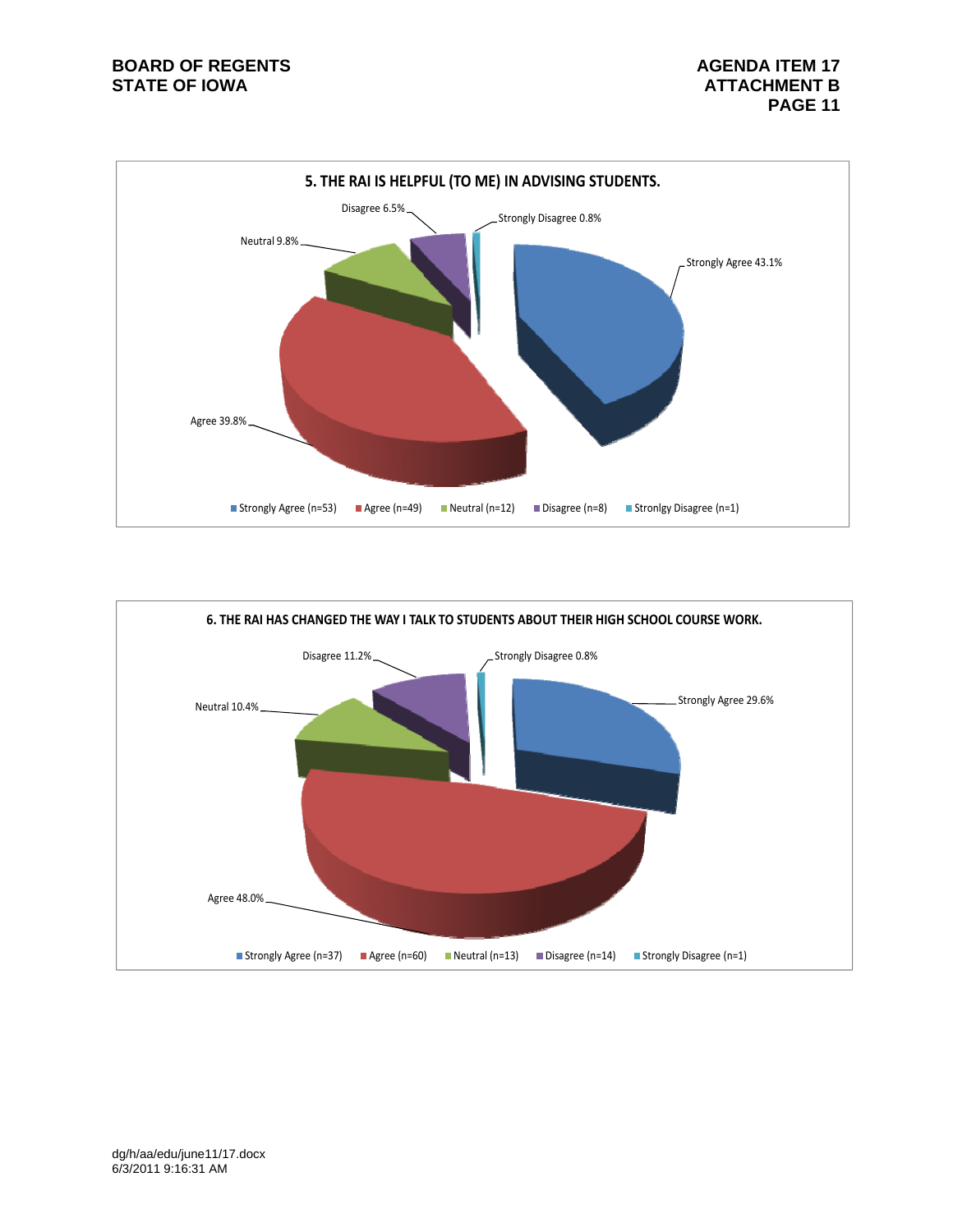## 5. THE RAI IS HELPFUL (TO ME) IN ADVISING STUDENTS.

Strongly Agree 43.1%

Agree 39.8%

Neutral 9.8%

Disagree 6.5%

Strongly Disagree 0.8%

Strongly Agree (n=53) | Agree (n=49) | Neutral (n=12) | Disagree (n=8) | Stronlgy Disagree (n=1)

## 6. THE RAI HAS CHANGED THE WAY I TALK TO STUDENTS ABOUT THEIR HIGH SCHOOL COURSE WORK.

Strongly Agree 29.6%

Agree 48.0%

Neutral 10.4%

Disagree 11.2%

Strongly Disagree 0.8%

Strongly Agree (n=37) | Agree (n=60) | Neutral (n=13) | Disagree (n=14) | Strongly Disagree (n=1)

dg/h/aa/edu/june11/17.docx
6/3/2011 9:16:31 AM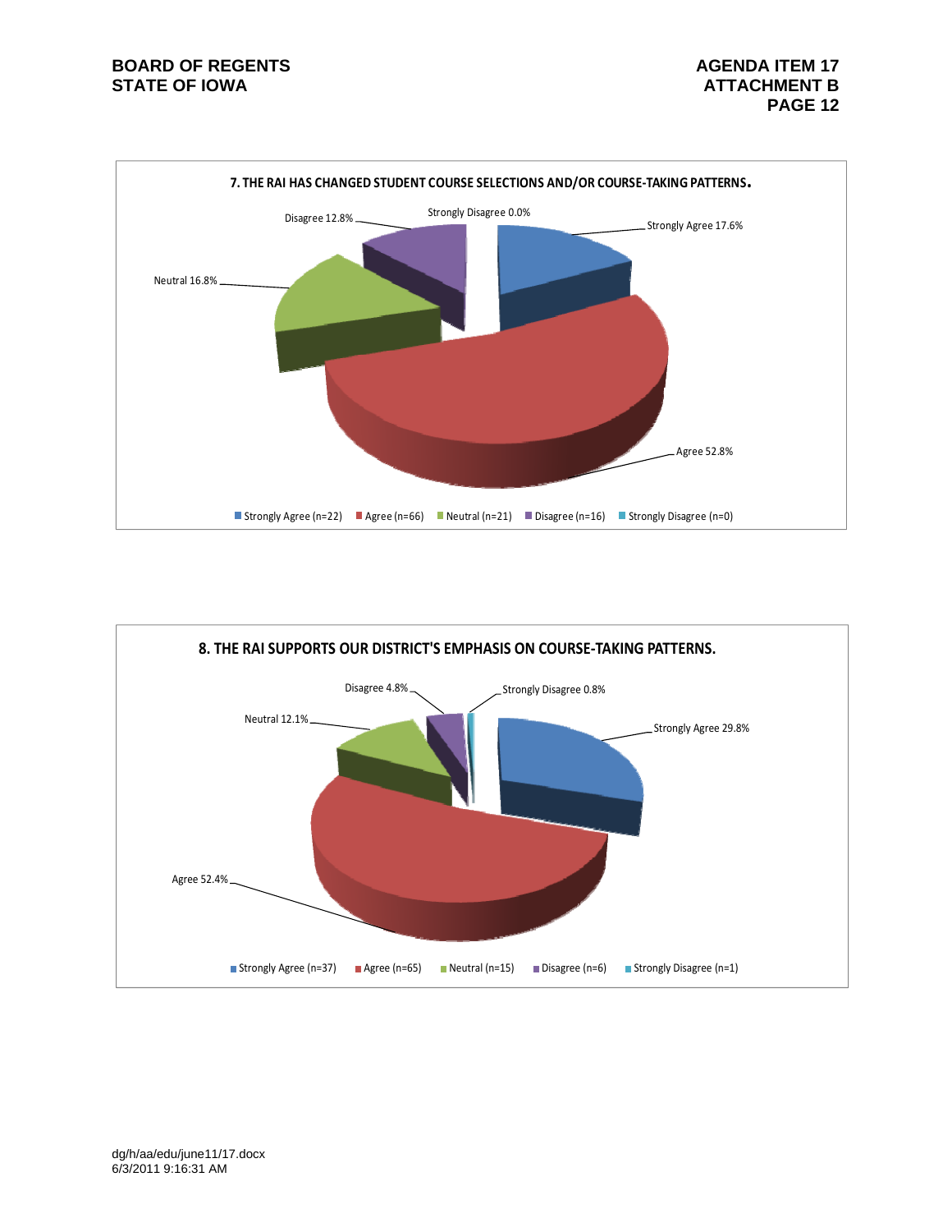**7. THE RAI HAS CHANGED STUDENT COURSE SELECTIONS AND/OR COURSE-TAKING PATTERNS.**

Strongly Agree 17.6%
Agree 52.8%
Neutral 16.8%
Disagree 12.8%
Strongly Disagree 0.0%

Strongly Agree (n=22) | Agree (n=66) | Neutral (n=21) | Disagree (n=16) | Strongly Disagree (n=0)

**8. THE RAI SUPPORTS OUR DISTRICT'S EMPHASIS ON COURSE-TAKING PATTERNS.**

Strongly Agree 29.8%
Agree 52.4%
Neutral 12.1%
Disagree 4.8%
Strongly Disagree 0.8%

Strongly Agree (n=37) | Agree (n=65) | Neutral (n=15) | Disagree (n=6) | Strongly Disagree (n=1)

dg/h/aa/edu/june11/17.docx
6/3/2011 9:16:31 AM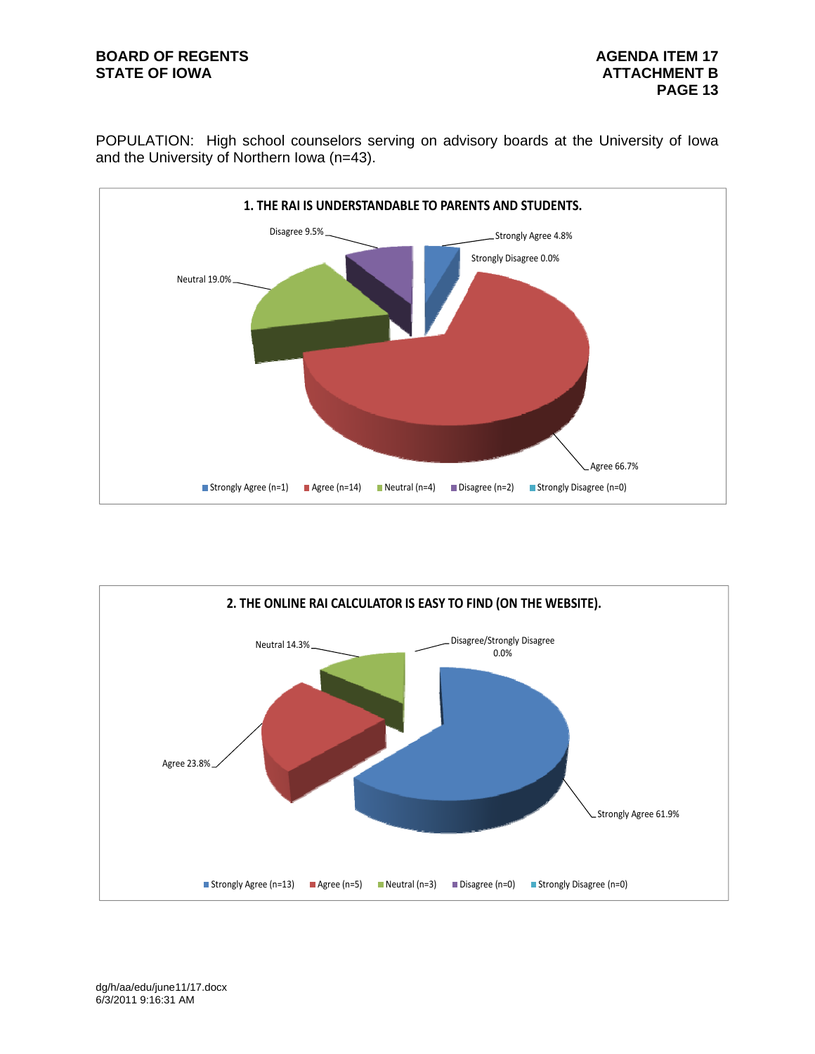POPULATION: High school counselors serving on advisory boards at the University of Iowa and the University of Northern Iowa (n=43).

**1. THE RAI IS UNDERSTANDABLE TO PARENTS AND STUDENTS.**

Disagree 9.5%

Strongly Agree 4.8%

Strongly Disagree 0.0%

Neutral 19.0%

Agree 66.7%

Strongly Agree (n=1) | Agree (n=14) | Neutral (n=4) | Disagree (n=2) | Strongly Disagree (n=0)

**2. THE ONLINE RAI CALCULATOR IS EASY TO FIND (ON THE WEBSITE).**

Neutral 14.3%

Disagree/Strongly Disagree 0.0%

Agree 23.8%

Strongly Agree 61.9%

Strongly Agree (n=13) | Agree (n=5) | Neutral (n=3) | Disagree (n=0) | Strongly Disagree (n=0)

dg/h/aa/edu/june11/17.docx
6/3/2011 9:16:31 AM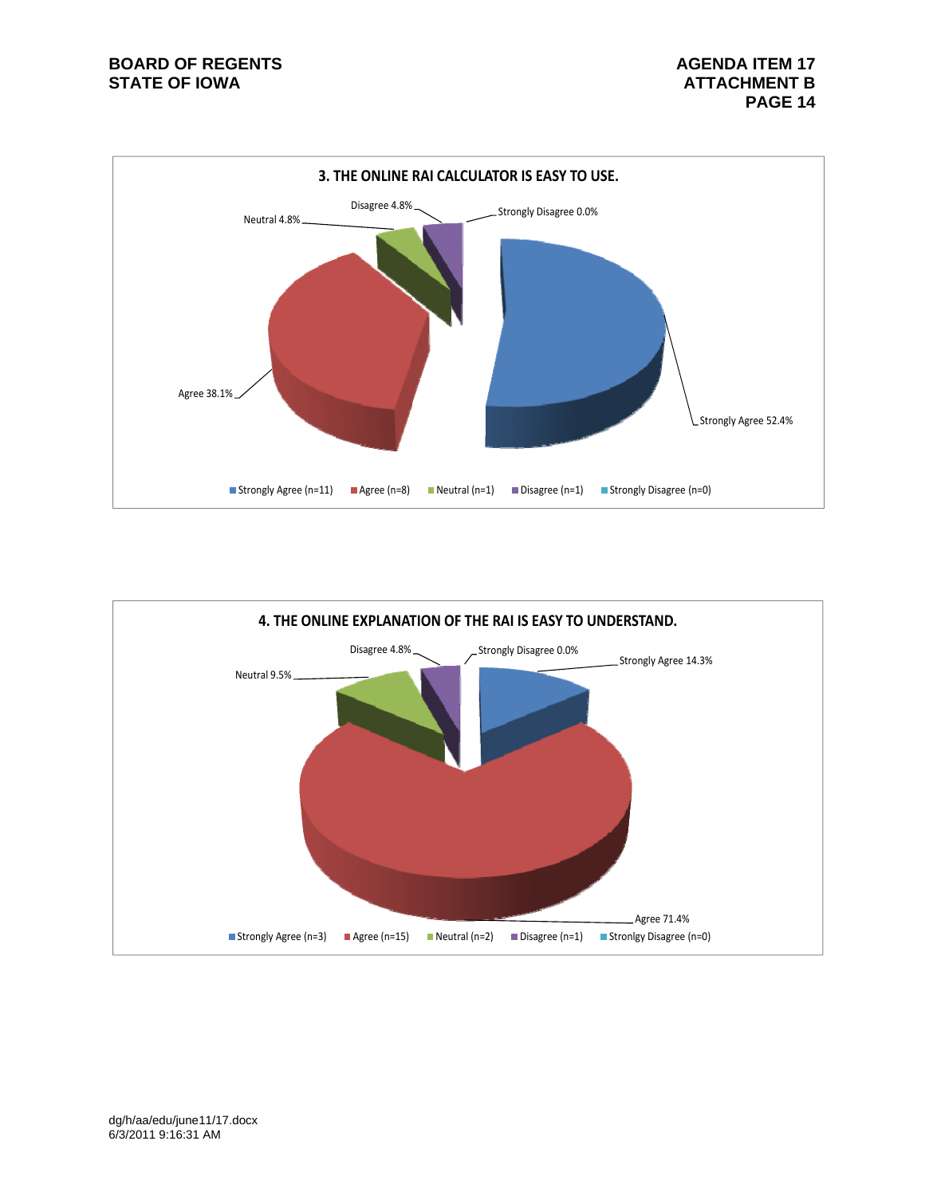### 3. THE ONLINE RAI CALCULATOR IS EASY TO USE.

Strongly Agree 52.4%
Agree 38.1%
Neutral 4.8%
Disagree 4.8%
Strongly Disagree 0.0%

Strongly Agree (n=11) | Agree (n=8) | Neutral (n=1) | Disagree (n=1) | Strongly Disagree (n=0)

### 4. THE ONLINE EXPLANATION OF THE RAI IS EASY TO UNDERSTAND.

Strongly Agree 14.3%
Agree 71.4%
Neutral 9.5%
Disagree 4.8%
Strongly Disagree 0.0%

Strongly Agree (n=3) | Agree (n=15) | Neutral (n=2) | Disagree (n=1) | Stronlgy Disagree (n=0)

dg/h/aa/edu/june11/17.docx
6/3/2011 9:16:31 AM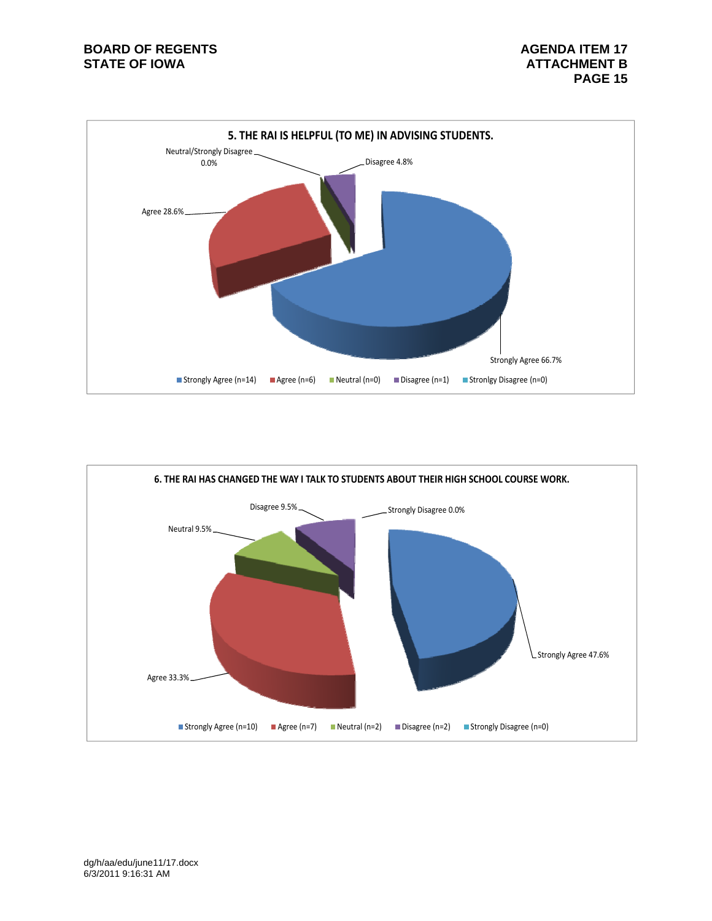### 5. THE RAI IS HELPFUL (TO ME) IN ADVISING STUDENTS.

Neutral/Strongly Disagree 0.0%

Disagree 4.8%

Agree 28.6%

Strongly Agree 66.7%

Strongly Agree (n=14) | Agree (n=6) | Neutral (n=0) | Disagree (n=1) | Stronlgy Disagree (n=0)

### 6. THE RAI HAS CHANGED THE WAY I TALK TO STUDENTS ABOUT THEIR HIGH SCHOOL COURSE WORK.

Disagree 9.5%

Strongly Disagree 0.0%

Neutral 9.5%

Strongly Agree 47.6%

Agree 33.3%

Strongly Agree (n=10) | Agree (n=7) | Neutral (n=2) | Disagree (n=2) | Strongly Disagree (n=0)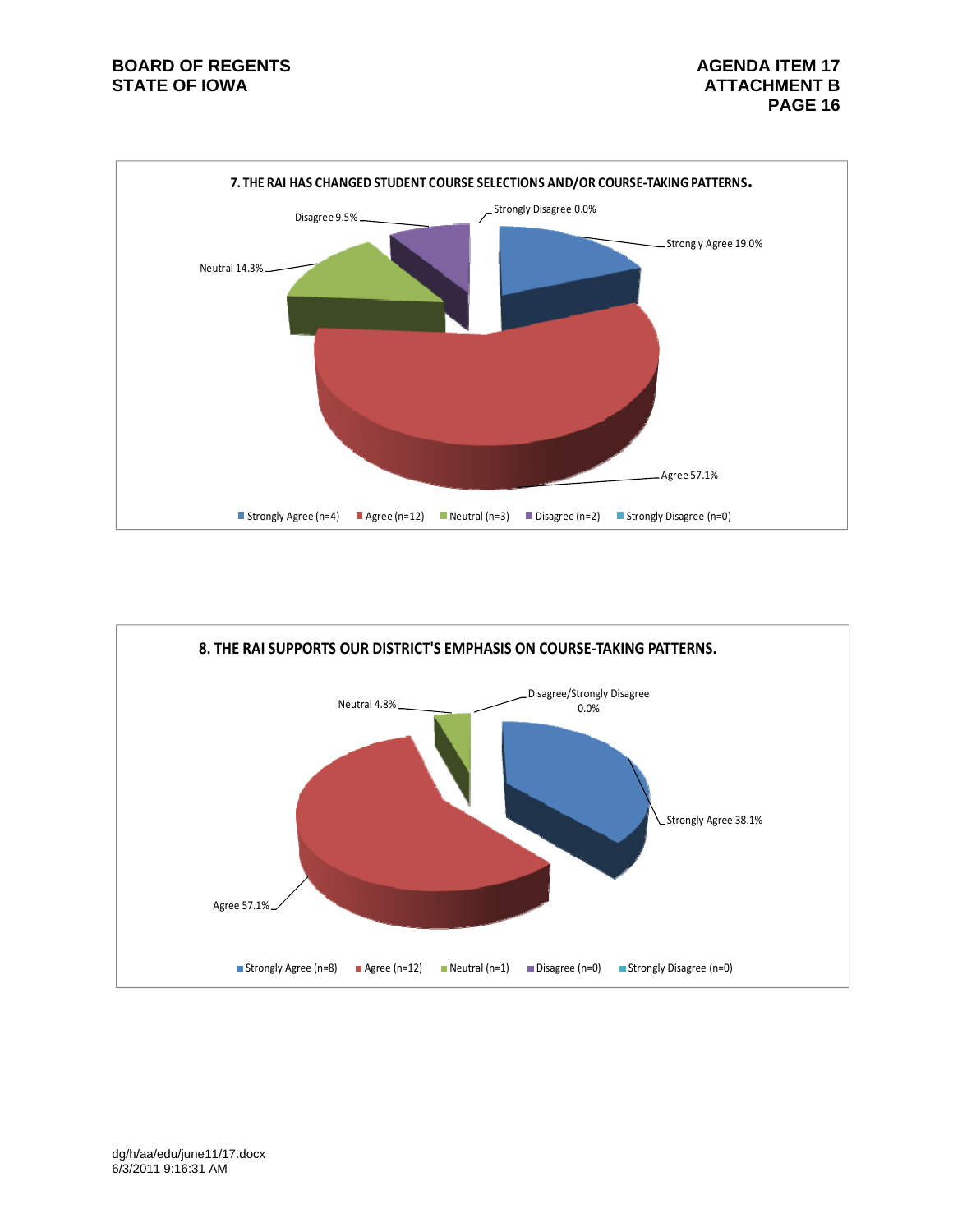**7. THE RAI HAS CHANGED STUDENT COURSE SELECTIONS AND/OR COURSE-TAKING PATTERNS.**

Strongly Disagree 0.0%

Disagree 9.5%

Strongly Agree 19.0%

Neutral 14.3%

Agree 57.1%

Strongly Agree (n=4) | Agree (n=12) | Neutral (n=3) | Disagree (n=2) | Strongly Disagree (n=0)

**8. THE RAI SUPPORTS OUR DISTRICT'S EMPHASIS ON COURSE-TAKING PATTERNS.**

Neutral 4.8%

Disagree/Strongly Disagree 0.0%

Strongly Agree 38.1%

Agree 57.1%

Strongly Agree (n=8) | Agree (n=12) | Neutral (n=1) | Disagree (n=0) | Strongly Disagree (n=0)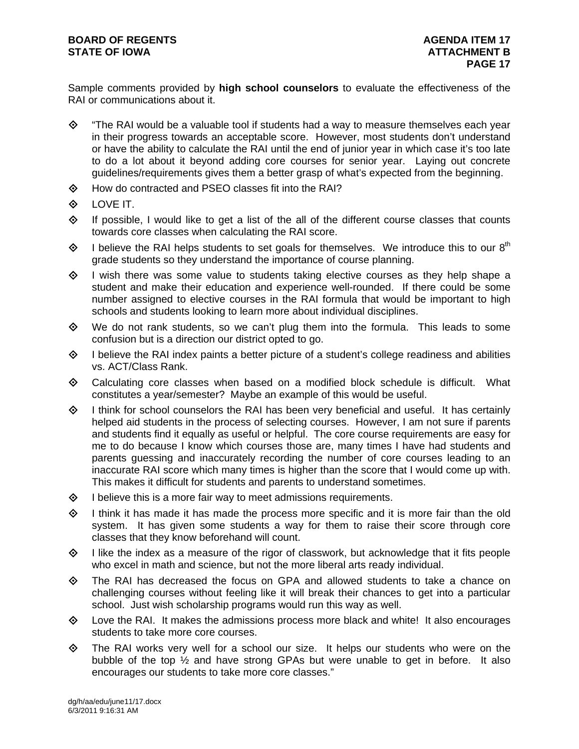Sample comments provided by **high school counselors** to evaluate the effectiveness of the RAI or communications about it.

- "The RAI would be a valuable tool if students had a way to measure themselves each year in their progress towards an acceptable score. However, most students don't understand or have the ability to calculate the RAI until the end of junior year in which case it's too late to do a lot about it beyond adding core courses for senior year. Laying out concrete guidelines/requirements gives them a better grasp of what's expected from the beginning.
- How do contracted and PSEO classes fit into the RAI?
- LOVE IT.
- If possible, I would like to get a list of the all of the different course classes that counts towards core classes when calculating the RAI score.
- I believe the RAI helps students to set goals for themselves. We introduce this to our 8th grade students so they understand the importance of course planning.
- I wish there was some value to students taking elective courses as they help shape a student and make their education and experience well-rounded. If there could be some number assigned to elective courses in the RAI formula that would be important to high schools and students looking to learn more about individual disciplines.
- We do not rank students, so we can't plug them into the formula. This leads to some confusion but is a direction our district opted to go.
- I believe the RAI index paints a better picture of a student's college readiness and abilities vs. ACT/Class Rank.
- Calculating core classes when based on a modified block schedule is difficult. What constitutes a year/semester? Maybe an example of this would be useful.
- I think for school counselors the RAI has been very beneficial and useful. It has certainly helped aid students in the process of selecting courses. However, I am not sure if parents and students find it equally as useful or helpful. The core course requirements are easy for me to do because I know which courses those are, many times I have had students and parents guessing and inaccurately recording the number of core courses leading to an inaccurate RAI score which many times is higher than the score that I would come up with. This makes it difficult for students and parents to understand sometimes.
- I believe this is a more fair way to meet admissions requirements.
- I think it has made it has made the process more specific and it is more fair than the old system. It has given some students a way for them to raise their score through core classes that they know beforehand will count.
- I like the index as a measure of the rigor of classwork, but acknowledge that it fits people who excel in math and science, but not the more liberal arts ready individual.
- The RAI has decreased the focus on GPA and allowed students to take a chance on challenging courses without feeling like it will break their chances to get into a particular school. Just wish scholarship programs would run this way as well.
- Love the RAI. It makes the admissions process more black and white! It also encourages students to take more core courses.
- The RAI works very well for a school our size. It helps our students who were on the bubble of the top ½ and have strong GPAs but were unable to get in before. It also encourages our students to take more core classes."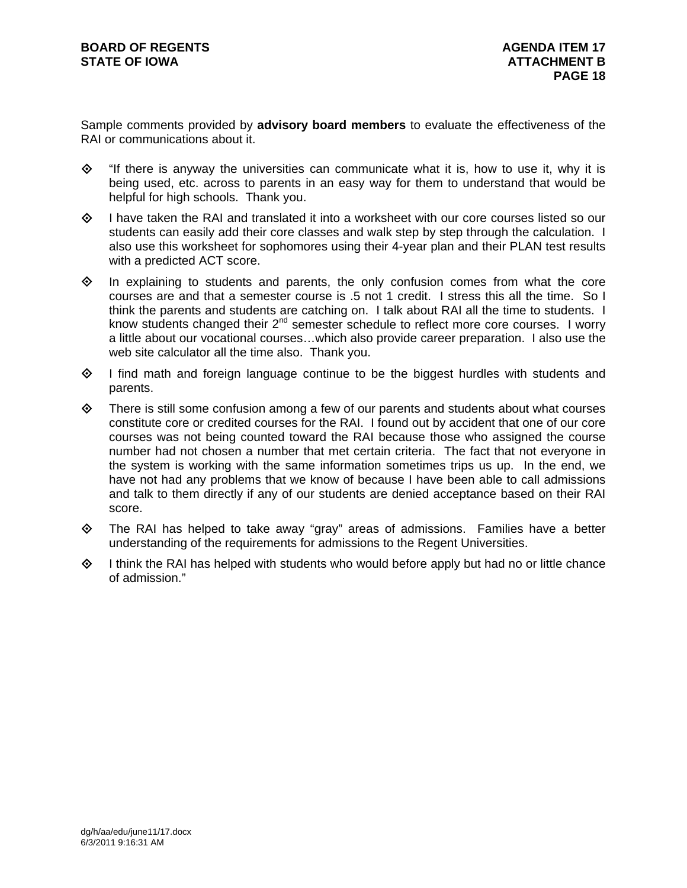Sample comments provided by **advisory board members** to evaluate the effectiveness of the RAI or communications about it.

- "If there is anyway the universities can communicate what it is, how to use it, why it is being used, etc. across to parents in an easy way for them to understand that would be helpful for high schools. Thank you.
- I have taken the RAI and translated it into a worksheet with our core courses listed so our students can easily add their core classes and walk step by step through the calculation. I also use this worksheet for sophomores using their 4-year plan and their PLAN test results with a predicted ACT score.
- In explaining to students and parents, the only confusion comes from what the core courses are and that a semester course is .5 not 1 credit. I stress this all the time. So I think the parents and students are catching on. I talk about RAI all the time to students. I know students changed their 2nd semester schedule to reflect more core courses. I worry a little about our vocational courses…which also provide career preparation. I also use the web site calculator all the time also. Thank you.
- I find math and foreign language continue to be the biggest hurdles with students and parents.
- There is still some confusion among a few of our parents and students about what courses constitute core or credited courses for the RAI. I found out by accident that one of our core courses was not being counted toward the RAI because those who assigned the course number had not chosen a number that met certain criteria. The fact that not everyone in the system is working with the same information sometimes trips us up. In the end, we have not had any problems that we know of because I have been able to call admissions and talk to them directly if any of our students are denied acceptance based on their RAI score.
- The RAI has helped to take away "gray" areas of admissions. Families have a better understanding of the requirements for admissions to the Regent Universities.
- I think the RAI has helped with students who would before apply but had no or little chance of admission."

dg/h/aa/edu/june11/17.docx
6/3/2011 9:16:31 AM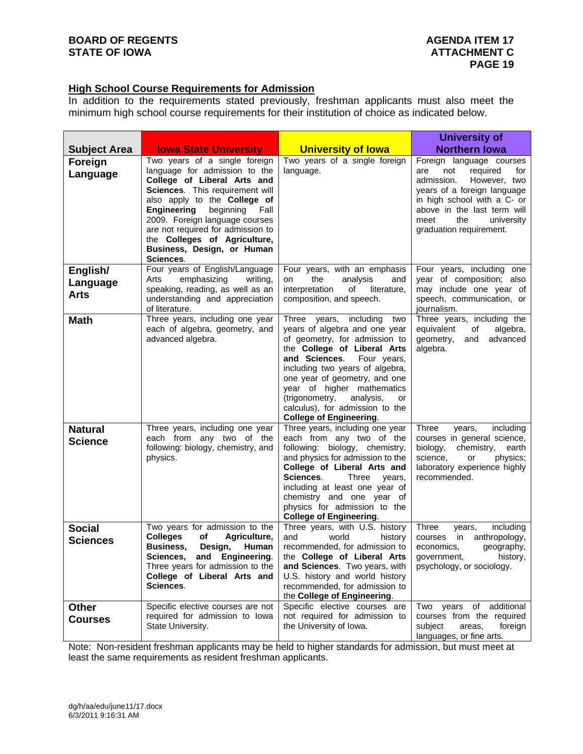## High School Course Requirements for Admission

In addition to the requirements stated previously, freshman applicants must also meet the minimum high school course requirements for their institution of choice as indicated below.

| Subject Area | Iowa State University | University of Iowa | University of Northern Iowa |
|---|---|---|---|
| **Foreign Language** | Two years of a single foreign language for admission to the **College of Liberal Arts and Sciences**. This requirement will also apply to the **College of Engineering** beginning Fall 2009. Foreign language courses are not required for admission to the **Colleges of Agriculture, Business, Design, or Human Sciences**. | Two years of a single foreign language. | Foreign language courses are not required for admission. However, two years of a foreign language in high school with a C- or above in the last term will meet the university graduation requirement. |
| **English/ Language Arts** | Four years of English/Language Arts emphasizing writing, speaking, reading, as well as an understanding and appreciation of literature. | Four years, with an emphasis on the analysis and interpretation of literature, composition, and speech. | Four years, including one year of composition; also may include one year of speech, communication, or journalism. |
| **Math** | Three years, including one year each of algebra, geometry, and advanced algebra. | Three years, including two years of algebra and one year of geometry, for admission to the **College of Liberal Arts and Sciences**. Four years, including two years of algebra, one year of geometry, and one year of higher mathematics (trigonometry, analysis, or calculus), for admission to the **College of Engineering**. | Three years, including the equivalent of algebra, geometry, and advanced algebra. |
| **Natural Science** | Three years, including one year each from any two of the following: biology, chemistry, and physics. | Three years, including one year each from any two of the following: biology, chemistry, and physics for admission to the **College of Liberal Arts and Sciences**. Three years, including at least one year of chemistry and one year of physics for admission to the **College of Engineering**. | Three years, including courses in general science, biology, chemistry, earth science, or physics; laboratory experience highly recommended. |
| **Social Sciences** | Two years for admission to the **Colleges of Agriculture, Business, Design, Human Sciences, and Engineering**. Three years for admission to the **College of Liberal Arts and Sciences**. | Three years, with U.S. history and world history recommended, for admission to the **College of Liberal Arts and Sciences**. Two years, with U.S. history and world history recommended, for admission to the **College of Engineering**. | Three years, including courses in anthropology, economics, geography, government, history, psychology, or sociology. |
| **Other Courses** | Specific elective courses are not required for admission to Iowa State University. | Specific elective courses are not required for admission to the University of Iowa. | Two years of additional courses from the required subject areas, foreign languages, or fine arts. |

Note: Non-resident freshman applicants may be held to higher standards for admission, but must meet at least the same requirements as resident freshman applicants.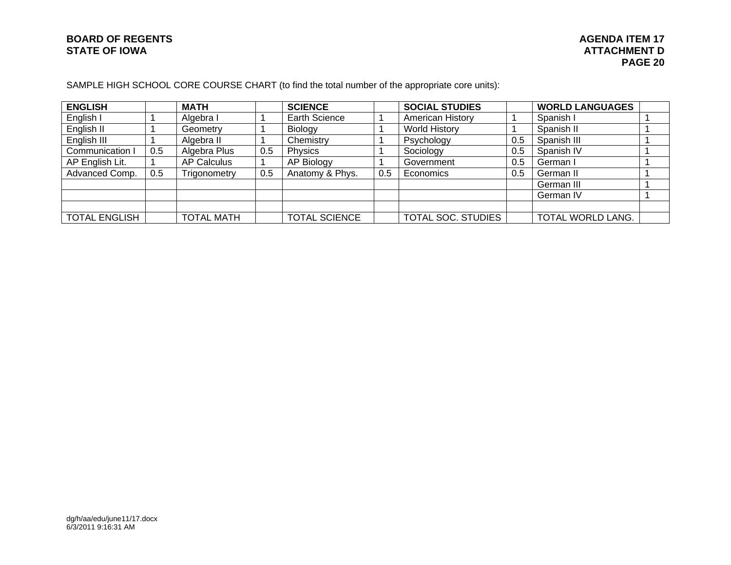SAMPLE HIGH SCHOOL CORE COURSE CHART (to find the total number of the appropriate core units):

| **ENGLISH** | | **MATH** | | **SCIENCE** | | **SOCIAL STUDIES** | | **WORLD LANGUAGES** | |
|---|---|---|---|---|---|---|---|---|---|
| English I | 1 | Algebra I | 1 | Earth Science | 1 | American History | 1 | Spanish I | 1 |
| English II | 1 | Geometry | 1 | Biology | 1 | World History | 1 | Spanish II | 1 |
| English III | 1 | Algebra II | 1 | Chemistry | 1 | Psychology | 0.5 | Spanish III | 1 |
| Communication I | 0.5 | Algebra Plus | 0.5 | Physics | 1 | Sociology | 0.5 | Spanish IV | 1 |
| AP English Lit. | 1 | AP Calculus | 1 | AP Biology | 1 | Government | 0.5 | German I | 1 |
| Advanced Comp. | 0.5 | Trigonometry | 0.5 | Anatomy & Phys. | 0.5 | Economics | 0.5 | German II | 1 |
| | | | | | | | | German III | 1 |
| | | | | | | | | German IV | 1 |
| | | | | | | | | | |
| TOTAL ENGLISH | | TOTAL MATH | | TOTAL SCIENCE | | TOTAL SOC. STUDIES | | TOTAL WORLD LANG. | |

dg/h/aa/edu/june11/17.docx
6/3/2011 9:16:31 AM